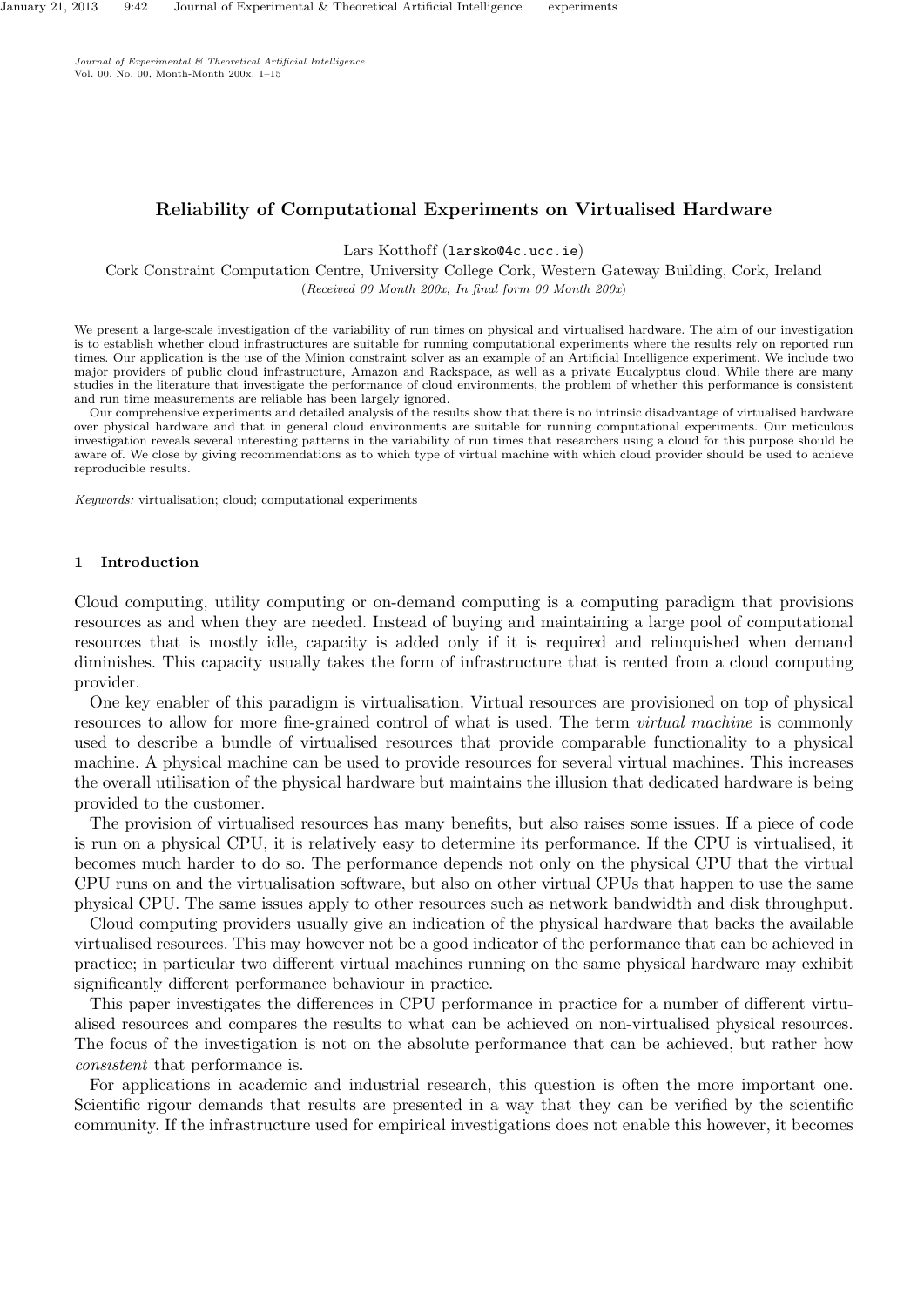# Reliability of Computational Experiments on Virtualised Hardware

Lars Kotthoff (larsko@4c.ucc.ie)

Cork Constraint Computation Centre, University College Cork, Western Gateway Building, Cork, Ireland

(*Received 00 Month 200x; In final form 00 Month 200x*)

We present a large-scale investigation of the variability of run times on physical and virtualised hardware. The aim of our investigation is to establish whether cloud infrastructures are suitable for running computational experiments where the results rely on reported run times. Our application is the use of the Minion constraint solver as an example of an Artificial Intelligence experiment. We include two major providers of public cloud infrastructure, Amazon and Rackspace, as well as a private Eucalyptus cloud. While there are many studies in the literature that investigate the performance of cloud environments, the problem of whether this performance is consistent and run time measurements are reliable has been largely ignored.

Our comprehensive experiments and detailed analysis of the results show that there is no intrinsic disadvantage of virtualised hardware over physical hardware and that in general cloud environments are suitable for running computational experiments. Our meticulous investigation reveals several interesting patterns in the variability of run times that researchers using a cloud for this purpose should be aware of. We close by giving recommendations as to which type of virtual machine with which cloud provider should be used to achieve reproducible results.

*Keywords:* virtualisation; cloud; computational experiments

## 1 Introduction

Cloud computing, utility computing or on-demand computing is a computing paradigm that provisions resources as and when they are needed. Instead of buying and maintaining a large pool of computational resources that is mostly idle, capacity is added only if it is required and relinquished when demand diminishes. This capacity usually takes the form of infrastructure that is rented from a cloud computing provider.

One key enabler of this paradigm is virtualisation. Virtual resources are provisioned on top of physical resources to allow for more fine-grained control of what is used. The term *virtual machine* is commonly used to describe a bundle of virtualised resources that provide comparable functionality to a physical machine. A physical machine can be used to provide resources for several virtual machines. This increases the overall utilisation of the physical hardware but maintains the illusion that dedicated hardware is being provided to the customer.

The provision of virtualised resources has many benefits, but also raises some issues. If a piece of code is run on a physical CPU, it is relatively easy to determine its performance. If the CPU is virtualised, it becomes much harder to do so. The performance depends not only on the physical CPU that the virtual CPU runs on and the virtualisation software, but also on other virtual CPUs that happen to use the same physical CPU. The same issues apply to other resources such as network bandwidth and disk throughput.

Cloud computing providers usually give an indication of the physical hardware that backs the available virtualised resources. This may however not be a good indicator of the performance that can be achieved in practice; in particular two different virtual machines running on the same physical hardware may exhibit significantly different performance behaviour in practice.

This paper investigates the differences in CPU performance in practice for a number of different virtualised resources and compares the results to what can be achieved on non-virtualised physical resources. The focus of the investigation is not on the absolute performance that can be achieved, but rather how *consistent* that performance is.

For applications in academic and industrial research, this question is often the more important one. Scientific rigour demands that results are presented in a way that they can be verified by the scientific community. If the infrastructure used for empirical investigations does not enable this however, it becomes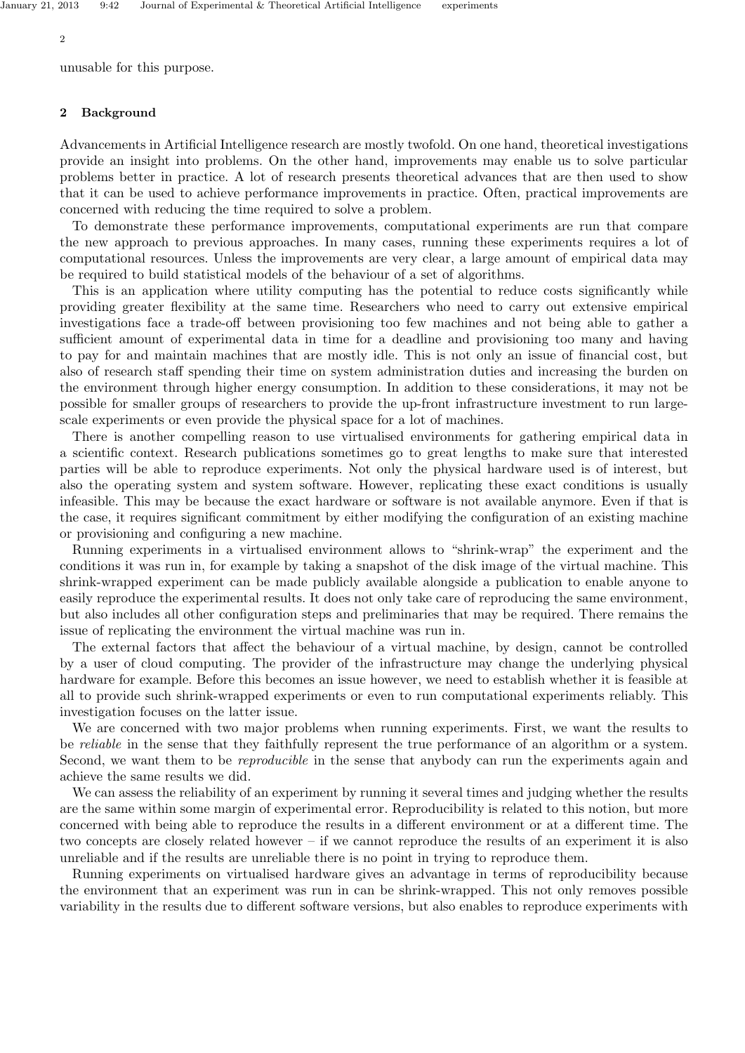unusable for this purpose.

## 2 Background

Advancements in Artificial Intelligence research are mostly twofold. On one hand, theoretical investigations provide an insight into problems. On the other hand, improvements may enable us to solve particular problems better in practice. A lot of research presents theoretical advances that are then used to show that it can be used to achieve performance improvements in practice. Often, practical improvements are concerned with reducing the time required to solve a problem.

To demonstrate these performance improvements, computational experiments are run that compare the new approach to previous approaches. In many cases, running these experiments requires a lot of computational resources. Unless the improvements are very clear, a large amount of empirical data may be required to build statistical models of the behaviour of a set of algorithms.

This is an application where utility computing has the potential to reduce costs significantly while providing greater flexibility at the same time. Researchers who need to carry out extensive empirical investigations face a trade-off between provisioning too few machines and not being able to gather a sufficient amount of experimental data in time for a deadline and provisioning too many and having to pay for and maintain machines that are mostly idle. This is not only an issue of financial cost, but also of research staff spending their time on system administration duties and increasing the burden on the environment through higher energy consumption. In addition to these considerations, it may not be possible for smaller groups of researchers to provide the up-front infrastructure investment to run large-scale experiments or even provide the physical space for a lot of machines.

There is another compelling reason to use virtualised environments for gathering empirical data in a scientific context. Research publications sometimes go to great lengths to make sure that interested parties will be able to reproduce experiments. Not only the physical hardware used is of interest, but also the operating system and system software. However, replicating these exact conditions is usually infeasible. This may be because the exact hardware or software is not available anymore. Even if that is the case, it requires significant commitment by either modifying the configuration of an existing machine or provisioning and configuring a new machine.

Running experiments in a virtualised environment allows to "shrink-wrap" the experiment and the conditions it was run in, for example by taking a snapshot of the disk image of the virtual machine. This shrink-wrapped experiment can be made publicly available alongside a publication to enable anyone to easily reproduce the experimental results. It does not only take care of reproducing the same environment, but also includes all other configuration steps and preliminaries that may be required. There remains the issue of replicating the environment the virtual machine was run in.

The external factors that affect the behaviour of a virtual machine, by design, cannot be controlled by a user of cloud computing. The provider of the infrastructure may change the underlying physical hardware for example. Before this becomes an issue however, we need to establish whether it is feasible at all to provide such shrink-wrapped experiments or even to run computational experiments reliably. This investigation focuses on the latter issue.

We are concerned with two major problems when running experiments. First, we want the results to be *reliable* in the sense that they faithfully represent the true performance of an algorithm or a system. Second, we want them to be *reproducible* in the sense that anybody can run the experiments again and achieve the same results we did.

We can assess the reliability of an experiment by running it several times and judging whether the results are the same within some margin of experimental error. Reproducibility is related to this notion, but more concerned with being able to reproduce the results in a different environment or at a different time. The two concepts are closely related however – if we cannot reproduce the results of an experiment it is also unreliable and if the results are unreliable there is no point in trying to reproduce them.

Running experiments on virtualised hardware gives an advantage in terms of reproducibility because the environment that an experiment was run in can be shrink-wrapped. This not only removes possible variability in the results due to different software versions, but also enables to reproduce experiments with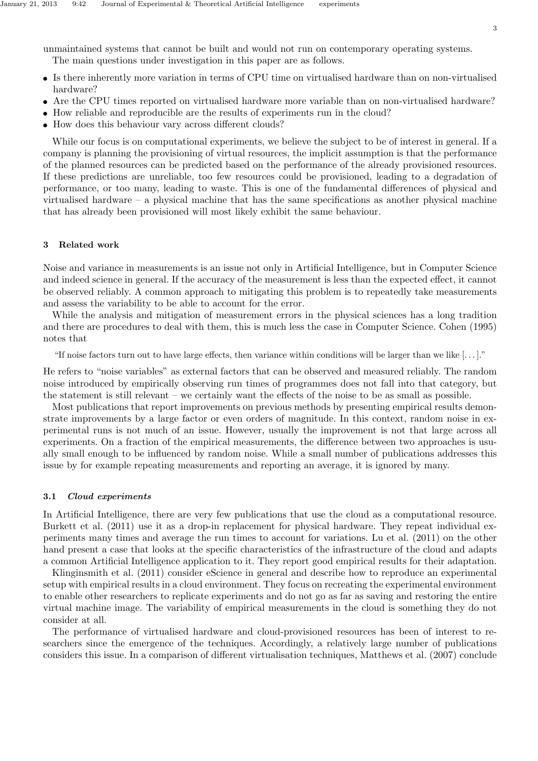unmaintained systems that cannot be built and would not run on contemporary operating systems.

The main questions under investigation in this paper are as follows.

- Is there inherently more variation in terms of CPU time on virtualised hardware than on non-virtualised hardware?
- Are the CPU times reported on virtualised hardware more variable than on non-virtualised hardware?
- How reliable and reproducible are the results of experiments run in the cloud?
- How does this behaviour vary across different clouds?

While our focus is on computational experiments, we believe the subject to be of interest in general. If a company is planning the provisioning of virtual resources, the implicit assumption is that the performance of the planned resources can be predicted based on the performance of the already provisioned resources. If these predictions are unreliable, too few resources could be provisioned, leading to a degradation of performance, or too many, leading to waste. This is one of the fundamental differences of physical and virtualised hardware – a physical machine that has the same specifications as another physical machine that has already been provisioned will most likely exhibit the same behaviour.

## 3 Related work

Noise and variance in measurements is an issue not only in Artificial Intelligence, but in Computer Science and indeed science in general. If the accuracy of the measurement is less than the expected effect, it cannot be observed reliably. A common approach to mitigating this problem is to repeatedly take measurements and assess the variability to be able to account for the error.

While the analysis and mitigation of measurement errors in the physical sciences has a long tradition and there are procedures to deal with them, this is much less the case in Computer Science. Cohen (1995) notes that

> "If noise factors turn out to have large effects, then variance within conditions will be larger than we like [. . . ]."

He refers to "noise variables" as external factors that can be observed and measured reliably. The random noise introduced by empirically observing run times of programmes does not fall into that category, but the statement is still relevant – we certainly want the effects of the noise to be as small as possible.

Most publications that report improvements on previous methods by presenting empirical results demonstrate improvements by a large factor or even orders of magnitude. In this context, random noise in experimental runs is not much of an issue. However, usually the improvement is not that large across all experiments. On a fraction of the empirical measurements, the difference between two approaches is usually small enough to be influenced by random noise. While a small number of publications addresses this issue by for example repeating measurements and reporting an average, it is ignored by many.

### 3.1 *Cloud experiments*

In Artificial Intelligence, there are very few publications that use the cloud as a computational resource. Burkett et al. (2011) use it as a drop-in replacement for physical hardware. They repeat individual experiments many times and average the run times to account for variations. Lu et al. (2011) on the other hand present a case that looks at the specific characteristics of the infrastructure of the cloud and adapts a common Artificial Intelligence application to it. They report good empirical results for their adaptation.

Klinginsmith et al. (2011) consider eScience in general and describe how to reproduce an experimental setup with empirical results in a cloud environment. They focus on recreating the experimental environment to enable other researchers to replicate experiments and do not go as far as saving and restoring the entire virtual machine image. The variability of empirical measurements in the cloud is something they do not consider at all.

The performance of virtualised hardware and cloud-provisioned resources has been of interest to researchers since the emergence of the techniques. Accordingly, a relatively large number of publications considers this issue. In a comparison of different virtualisation techniques, Matthews et al. (2007) conclude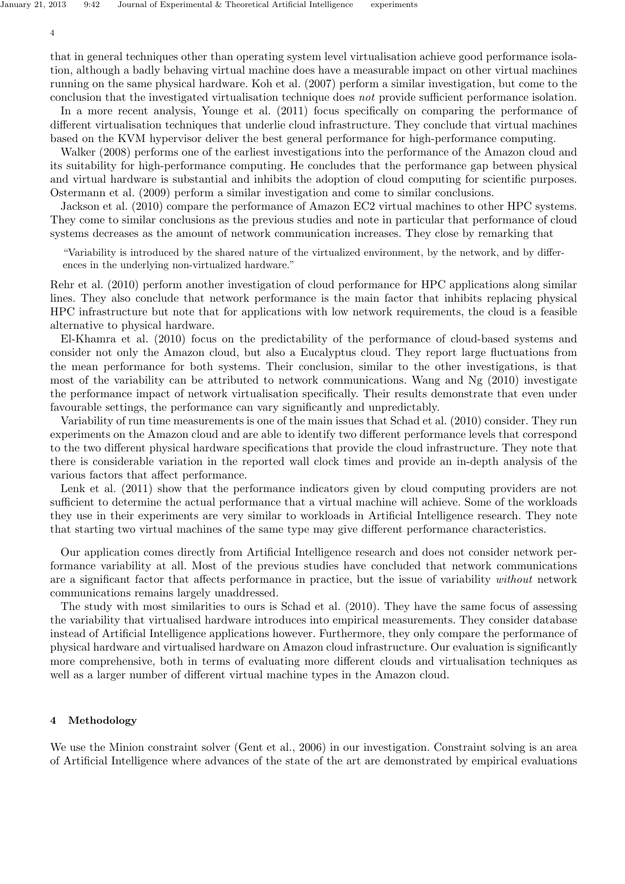that in general techniques other than operating system level virtualisation achieve good performance isolation, although a badly behaving virtual machine does have a measurable impact on other virtual machines running on the same physical hardware. Koh et al. (2007) perform a similar investigation, but come to the conclusion that the investigated virtualisation technique does *not* provide sufficient performance isolation.

In a more recent analysis, Younge et al. (2011) focus specifically on comparing the performance of different virtualisation techniques that underlie cloud infrastructure. They conclude that virtual machines based on the KVM hypervisor deliver the best general performance for high-performance computing.

Walker (2008) performs one of the earliest investigations into the performance of the Amazon cloud and its suitability for high-performance computing. He concludes that the performance gap between physical and virtual hardware is substantial and inhibits the adoption of cloud computing for scientific purposes. Ostermann et al. (2009) perform a similar investigation and come to similar conclusions.

Jackson et al. (2010) compare the performance of Amazon EC2 virtual machines to other HPC systems. They come to similar conclusions as the previous studies and note in particular that performance of cloud systems decreases as the amount of network communication increases. They close by remarking that

> "Variability is introduced by the shared nature of the virtualized environment, by the network, and by differences in the underlying non-virtualized hardware."

Rehr et al. (2010) perform another investigation of cloud performance for HPC applications along similar lines. They also conclude that network performance is the main factor that inhibits replacing physical HPC infrastructure but note that for applications with low network requirements, the cloud is a feasible alternative to physical hardware.

El-Khamra et al. (2010) focus on the predictability of the performance of cloud-based systems and consider not only the Amazon cloud, but also a Eucalyptus cloud. They report large fluctuations from the mean performance for both systems. Their conclusion, similar to the other investigations, is that most of the variability can be attributed to network communications. Wang and Ng (2010) investigate the performance impact of network virtualisation specifically. Their results demonstrate that even under favourable settings, the performance can vary significantly and unpredictably.

Variability of run time measurements is one of the main issues that Schad et al. (2010) consider. They run experiments on the Amazon cloud and are able to identify two different performance levels that correspond to the two different physical hardware specifications that provide the cloud infrastructure. They note that there is considerable variation in the reported wall clock times and provide an in-depth analysis of the various factors that affect performance.

Lenk et al. (2011) show that the performance indicators given by cloud computing providers are not sufficient to determine the actual performance that a virtual machine will achieve. Some of the workloads they use in their experiments are very similar to workloads in Artificial Intelligence research. They note that starting two virtual machines of the same type may give different performance characteristics.

Our application comes directly from Artificial Intelligence research and does not consider network performance variability at all. Most of the previous studies have concluded that network communications are a significant factor that affects performance in practice, but the issue of variability *without* network communications remains largely unaddressed.

The study with most similarities to ours is Schad et al. (2010). They have the same focus of assessing the variability that virtualised hardware introduces into empirical measurements. They consider database instead of Artificial Intelligence applications however. Furthermore, they only compare the performance of physical hardware and virtualised hardware on Amazon cloud infrastructure. Our evaluation is significantly more comprehensive, both in terms of evaluating more different clouds and virtualisation techniques as well as a larger number of different virtual machine types in the Amazon cloud.

## 4 Methodology

We use the Minion constraint solver (Gent et al., 2006) in our investigation. Constraint solving is an area of Artificial Intelligence where advances of the state of the art are demonstrated by empirical evaluations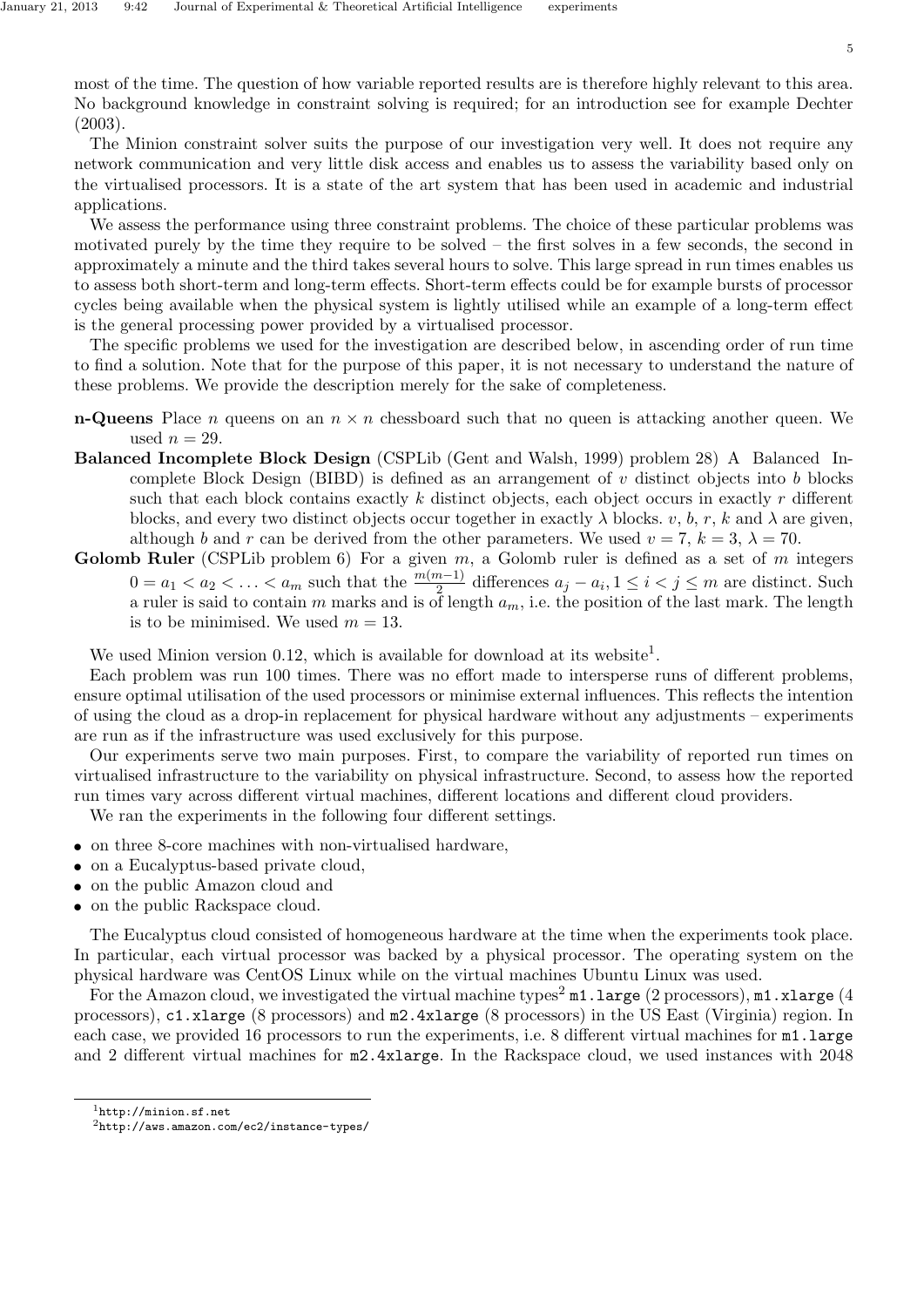most of the time. The question of how variable reported results are is therefore highly relevant to this area. No background knowledge in constraint solving is required; for an introduction see for example Dechter (2003).

The Minion constraint solver suits the purpose of our investigation very well. It does not require any network communication and very little disk access and enables us to assess the variability based only on the virtualised processors. It is a state of the art system that has been used in academic and industrial applications.

We assess the performance using three constraint problems. The choice of these particular problems was motivated purely by the time they require to be solved – the first solves in a few seconds, the second in approximately a minute and the third takes several hours to solve. This large spread in run times enables us to assess both short-term and long-term effects. Short-term effects could be for example bursts of processor cycles being available when the physical system is lightly utilised while an example of a long-term effect is the general processing power provided by a virtualised processor.

The specific problems we used for the investigation are described below, in ascending order of run time to find a solution. Note that for the purpose of this paper, it is not necessary to understand the nature of these problems. We provide the description merely for the sake of completeness.

**n-Queens** Place $n$ queens on an $n \times n$ chessboard such that no queen is attacking another queen. We used $n = 29$.

**Balanced Incomplete Block Design** (CSPLib (Gent and Walsh, 1999) problem 28) A Balanced Incomplete Block Design (BIBD) is defined as an arrangement of $v$ distinct objects into $b$ blocks such that each block contains exactly $k$ distinct objects, each object occurs in exactly $r$ different blocks, and every two distinct objects occur together in exactly $\lambda$ blocks. $v$, $b$, $r$, $k$ and $\lambda$ are given, although $b$ and $r$ can be derived from the other parameters. We used $v = 7$, $k = 3$, $\lambda = 70$.

**Golomb Ruler** (CSPLib problem 6) For a given $m$, a Golomb ruler is defined as a set of $m$ integers $0 = a_1 < a_2 < \ldots < a_m$ such that the $\frac{m(m-1)}{2}$ differences $a_j - a_i, 1 \leq i < j \leq m$ are distinct. Such a ruler is said to contain $m$ marks and is of length $a_m$, i.e. the position of the last mark. The length is to be minimised. We used $m = 13$.

We used Minion version 0.12, which is available for download at its website[1].

Each problem was run 100 times. There was no effort made to intersperse runs of different problems, ensure optimal utilisation of the used processors or minimise external influences. This reflects the intention of using the cloud as a drop-in replacement for physical hardware without any adjustments – experiments are run as if the infrastructure was used exclusively for this purpose.

Our experiments serve two main purposes. First, to compare the variability of reported run times on virtualised infrastructure to the variability on physical infrastructure. Second, to assess how the reported run times vary across different virtual machines, different locations and different cloud providers.

We ran the experiments in the following four different settings.

- on three 8-core machines with non-virtualised hardware,
- on a Eucalyptus-based private cloud,
- on the public Amazon cloud and
- on the public Rackspace cloud.

The Eucalyptus cloud consisted of homogeneous hardware at the time when the experiments took place. In particular, each virtual processor was backed by a physical processor. The operating system on the physical hardware was CentOS Linux while on the virtual machines Ubuntu Linux was used.

For the Amazon cloud, we investigated the virtual machine types[2] `m1.large` (2 processors), `m1.xlarge` (4 processors), `c1.xlarge` (8 processors) and `m2.4xlarge` (8 processors) in the US East (Virginia) region. In each case, we provided 16 processors to run the experiments, i.e. 8 different virtual machines for `m1.large` and 2 different virtual machines for `m2.4xlarge`. In the Rackspace cloud, we used instances with 2048

[1] http://minion.sf.net

[2] http://aws.amazon.com/ec2/instance-types/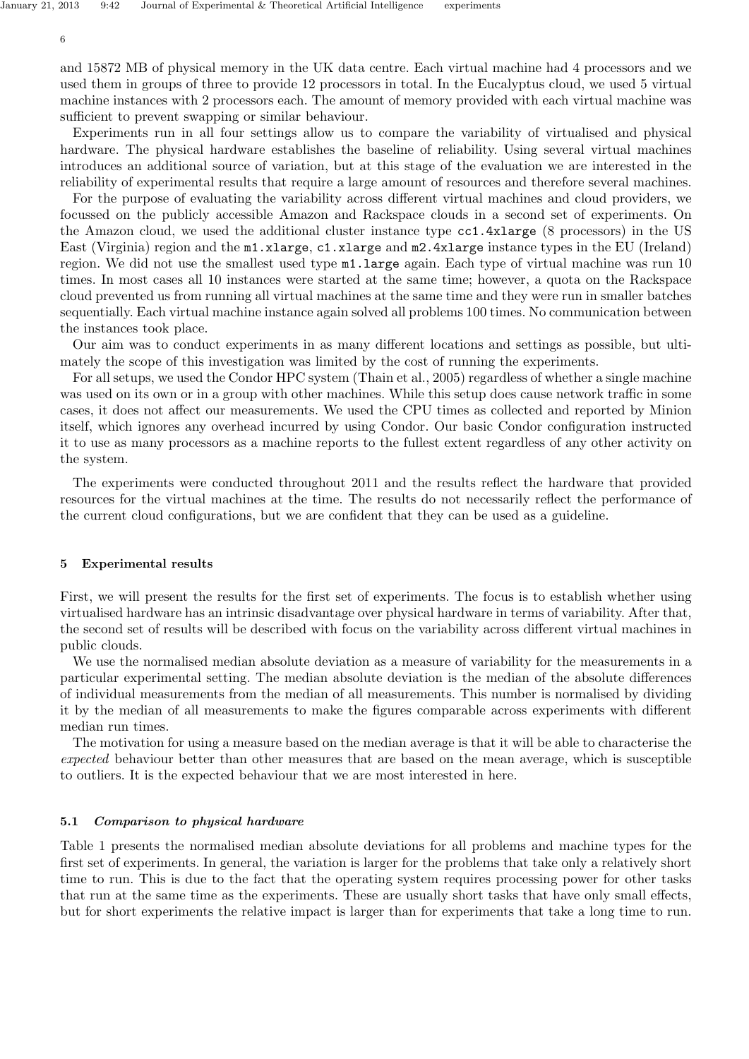and 15872 MB of physical memory in the UK data centre. Each virtual machine had 4 processors and we used them in groups of three to provide 12 processors in total. In the Eucalyptus cloud, we used 5 virtual machine instances with 2 processors each. The amount of memory provided with each virtual machine was sufficient to prevent swapping or similar behaviour.

Experiments run in all four settings allow us to compare the variability of virtualised and physical hardware. The physical hardware establishes the baseline of reliability. Using several virtual machines introduces an additional source of variation, but at this stage of the evaluation we are interested in the reliability of experimental results that require a large amount of resources and therefore several machines.

For the purpose of evaluating the variability across different virtual machines and cloud providers, we focussed on the publicly accessible Amazon and Rackspace clouds in a second set of experiments. On the Amazon cloud, we used the additional cluster instance type `cc1.4xlarge` (8 processors) in the US East (Virginia) region and the `m1.xlarge`, `c1.xlarge` and `m2.4xlarge` instance types in the EU (Ireland) region. We did not use the smallest used type `m1.large` again. Each type of virtual machine was run 10 times. In most cases all 10 instances were started at the same time; however, a quota on the Rackspace cloud prevented us from running all virtual machines at the same time and they were run in smaller batches sequentially. Each virtual machine instance again solved all problems 100 times. No communication between the instances took place.

Our aim was to conduct experiments in as many different locations and settings as possible, but ultimately the scope of this investigation was limited by the cost of running the experiments.

For all setups, we used the Condor HPC system (Thain et al., 2005) regardless of whether a single machine was used on its own or in a group with other machines. While this setup does cause network traffic in some cases, it does not affect our measurements. We used the CPU times as collected and reported by Minion itself, which ignores any overhead incurred by using Condor. Our basic Condor configuration instructed it to use as many processors as a machine reports to the fullest extent regardless of any other activity on the system.

The experiments were conducted throughout 2011 and the results reflect the hardware that provided resources for the virtual machines at the time. The results do not necessarily reflect the performance of the current cloud configurations, but we are confident that they can be used as a guideline.

## 5 Experimental results

First, we will present the results for the first set of experiments. The focus is to establish whether using virtualised hardware has an intrinsic disadvantage over physical hardware in terms of variability. After that, the second set of results will be described with focus on the variability across different virtual machines in public clouds.

We use the normalised median absolute deviation as a measure of variability for the measurements in a particular experimental setting. The median absolute deviation is the median of the absolute differences of individual measurements from the median of all measurements. This number is normalised by dividing it by the median of all measurements to make the figures comparable across experiments with different median run times.

The motivation for using a measure based on the median average is that it will be able to characterise the *expected* behaviour better than other measures that are based on the mean average, which is susceptible to outliers. It is the expected behaviour that we are most interested in here.

### 5.1 *Comparison to physical hardware*

Table 1 presents the normalised median absolute deviations for all problems and machine types for the first set of experiments. In general, the variation is larger for the problems that take only a relatively short time to run. This is due to the fact that the operating system requires processing power for other tasks that run at the same time as the experiments. These are usually short tasks that have only small effects, but for short experiments the relative impact is larger than for experiments that take a long time to run.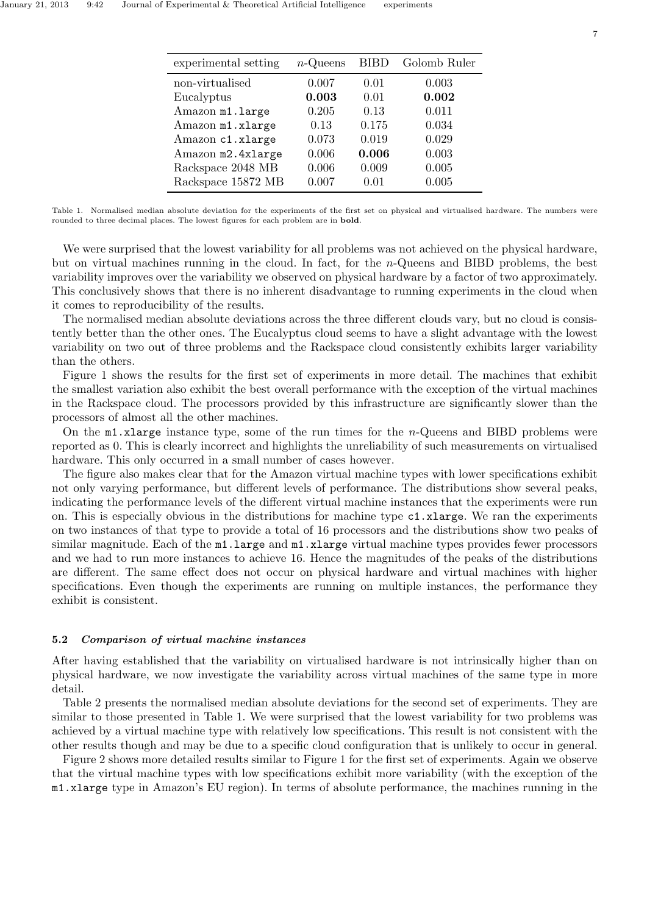| experimental setting | $n$-Queens | BIBD | Golomb Ruler |
| --- | --- | --- | --- |
| non-virtualised | 0.007 | 0.01 | 0.003 |
| Eucalyptus | **0.003** | 0.01 | **0.002** |
| Amazon `m1.large` | 0.205 | 0.13 | 0.011 |
| Amazon `m1.xlarge` | 0.13 | 0.175 | 0.034 |
| Amazon `c1.xlarge` | 0.073 | 0.019 | 0.029 |
| Amazon `m2.4xlarge` | 0.006 | **0.006** | 0.003 |
| Rackspace 2048 MB | 0.006 | 0.009 | 0.005 |
| Rackspace 15872 MB | 0.007 | 0.01 | 0.005 |

Table 1. Normalised median absolute deviation for the experiments of the first set on physical and virtualised hardware. The numbers were rounded to three decimal places. The lowest figures for each problem are in **bold**.

We were surprised that the lowest variability for all problems was not achieved on the physical hardware, but on virtual machines running in the cloud. In fact, for the $n$-Queens and BIBD problems, the best variability improves over the variability we observed on physical hardware by a factor of two approximately. This conclusively shows that there is no inherent disadvantage to running experiments in the cloud when it comes to reproducibility of the results.

The normalised median absolute deviations across the three different clouds vary, but no cloud is consistently better than the other ones. The Eucalyptus cloud seems to have a slight advantage with the lowest variability on two out of three problems and the Rackspace cloud consistently exhibits larger variability than the others.

Figure 1 shows the results for the first set of experiments in more detail. The machines that exhibit the smallest variation also exhibit the best overall performance with the exception of the virtual machines in the Rackspace cloud. The processors provided by this infrastructure are significantly slower than the processors of almost all the other machines.

On the `m1.xlarge` instance type, some of the run times for the $n$-Queens and BIBD problems were reported as 0. This is clearly incorrect and highlights the unreliability of such measurements on virtualised hardware. This only occurred in a small number of cases however.

The figure also makes clear that for the Amazon virtual machine types with lower specifications exhibit not only varying performance, but different levels of performance. The distributions show several peaks, indicating the performance levels of the different virtual machine instances that the experiments were run on. This is especially obvious in the distributions for machine type `c1.xlarge`. We ran the experiments on two instances of that type to provide a total of 16 processors and the distributions show two peaks of similar magnitude. Each of the `m1.large` and `m1.xlarge` virtual machine types provides fewer processors and we had to run more instances to achieve 16. Hence the magnitudes of the peaks of the distributions are different. The same effect does not occur on physical hardware and virtual machines with higher specifications. Even though the experiments are running on multiple instances, the performance they exhibit is consistent.

### 5.2 *Comparison of virtual machine instances*

After having established that the variability on virtualised hardware is not intrinsically higher than on physical hardware, we now investigate the variability across virtual machines of the same type in more detail.

Table 2 presents the normalised median absolute deviations for the second set of experiments. They are similar to those presented in Table 1. We were surprised that the lowest variability for two problems was achieved by a virtual machine type with relatively low specifications. This result is not consistent with the other results though and may be due to a specific cloud configuration that is unlikely to occur in general.

Figure 2 shows more detailed results similar to Figure 1 for the first set of experiments. Again we observe that the virtual machine types with low specifications exhibit more variability (with the exception of the `m1.xlarge` type in Amazon's EU region). In terms of absolute performance, the machines running in the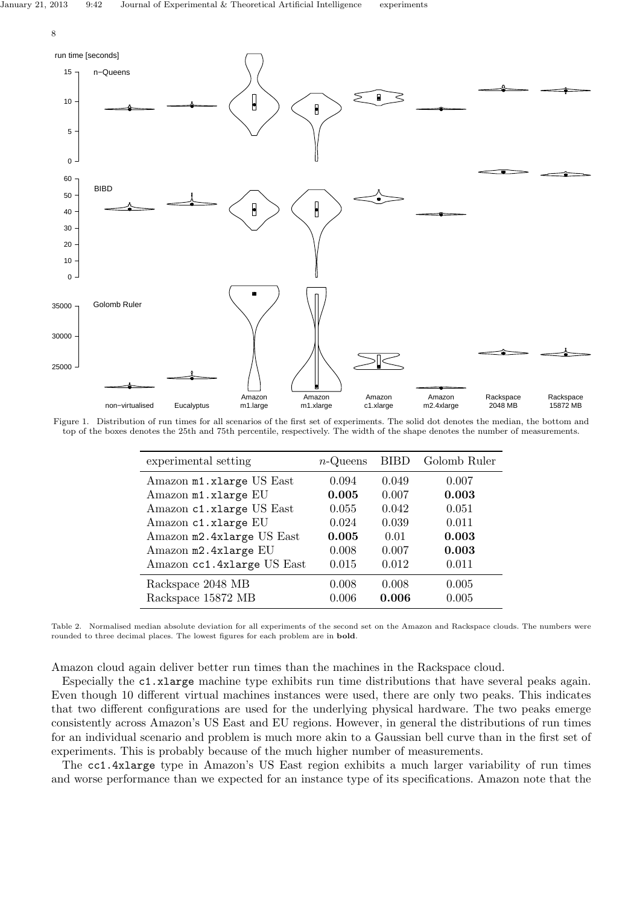Figure 1. Distribution of run times for all scenarios of the first set of experiments. The solid dot denotes the median, the bottom and top of the boxes denotes the 25th and 75th percentile, respectively. The width of the shape denotes the number of measurements.

| experimental setting | $n$-Queens | BIBD | Golomb Ruler |
|---|---|---|---|
| Amazon `m1.xlarge` US East | 0.094 | 0.049 | 0.007 |
| Amazon `m1.xlarge` EU | **0.005** | 0.007 | **0.003** |
| Amazon `c1.xlarge` US East | 0.055 | 0.042 | 0.051 |
| Amazon `c1.xlarge` EU | 0.024 | 0.039 | 0.011 |
| Amazon `m2.4xlarge` US East | **0.005** | 0.01 | **0.003** |
| Amazon `m2.4xlarge` EU | 0.008 | 0.007 | **0.003** |
| Amazon `cc1.4xlarge` US East | 0.015 | 0.012 | 0.011 |
| Rackspace 2048 MB | 0.008 | 0.008 | 0.005 |
| Rackspace 15872 MB | 0.006 | **0.006** | 0.005 |

Table 2. Normalised median absolute deviation for all experiments of the second set on the Amazon and Rackspace clouds. The numbers were rounded to three decimal places. The lowest figures for each problem are in **bold**.

Amazon cloud again deliver better run times than the machines in the Rackspace cloud.

Especially the `c1.xlarge` machine type exhibits run time distributions that have several peaks again. Even though 10 different virtual machines instances were used, there are only two peaks. This indicates that two different configurations are used for the underlying physical hardware. The two peaks emerge consistently across Amazon's US East and EU regions. However, in general the distributions of run times for an individual scenario and problem is much more akin to a Gaussian bell curve than in the first set of experiments. This is probably because of the much higher number of measurements.

The `cc1.4xlarge` type in Amazon's US East region exhibits a much larger variability of run times and worse performance than we expected for an instance type of its specifications. Amazon note that the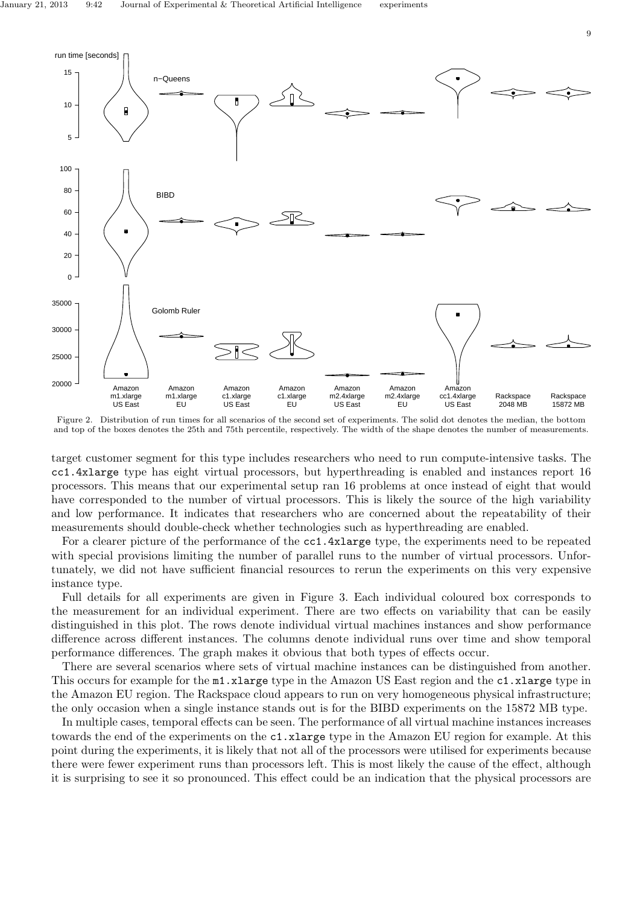Figure 2. Distribution of run times for all scenarios of the second set of experiments. The solid dot denotes the median, the bottom and top of the boxes denotes the 25th and 75th percentile, respectively. The width of the shape denotes the number of measurements.

target customer segment for this type includes researchers who need to run compute-intensive tasks. The `cc1.4xlarge` type has eight virtual processors, but hyperthreading is enabled and instances report 16 processors. This means that our experimental setup ran 16 problems at once instead of eight that would have corresponded to the number of virtual processors. This is likely the source of the high variability and low performance. It indicates that researchers who are concerned about the repeatability of their measurements should double-check whether technologies such as hyperthreading are enabled.

For a clearer picture of the performance of the `cc1.4xlarge` type, the experiments need to be repeated with special provisions limiting the number of parallel runs to the number of virtual processors. Unfortunately, we did not have sufficient financial resources to rerun the experiments on this very expensive instance type.

Full details for all experiments are given in Figure 3. Each individual coloured box corresponds to the measurement for an individual experiment. There are two effects on variability that can be easily distinguished in this plot. The rows denote individual virtual machines instances and show performance difference across different instances. The columns denote individual runs over time and show temporal performance differences. The graph makes it obvious that both types of effects occur.

There are several scenarios where sets of virtual machine instances can be distinguished from another. This occurs for example for the `m1.xlarge` type in the Amazon US East region and the `c1.xlarge` type in the Amazon EU region. The Rackspace cloud appears to run on very homogeneous physical infrastructure; the only occasion when a single instance stands out is for the BIBD experiments on the 15872 MB type.

In multiple cases, temporal effects can be seen. The performance of all virtual machine instances increases towards the end of the experiments on the `c1.xlarge` type in the Amazon EU region for example. At this point during the experiments, it is likely that not all of the processors were utilised for experiments because there were fewer experiment runs than processors left. This is most likely the cause of the effect, although it is surprising to see it so pronounced. This effect could be an indication that the physical processors are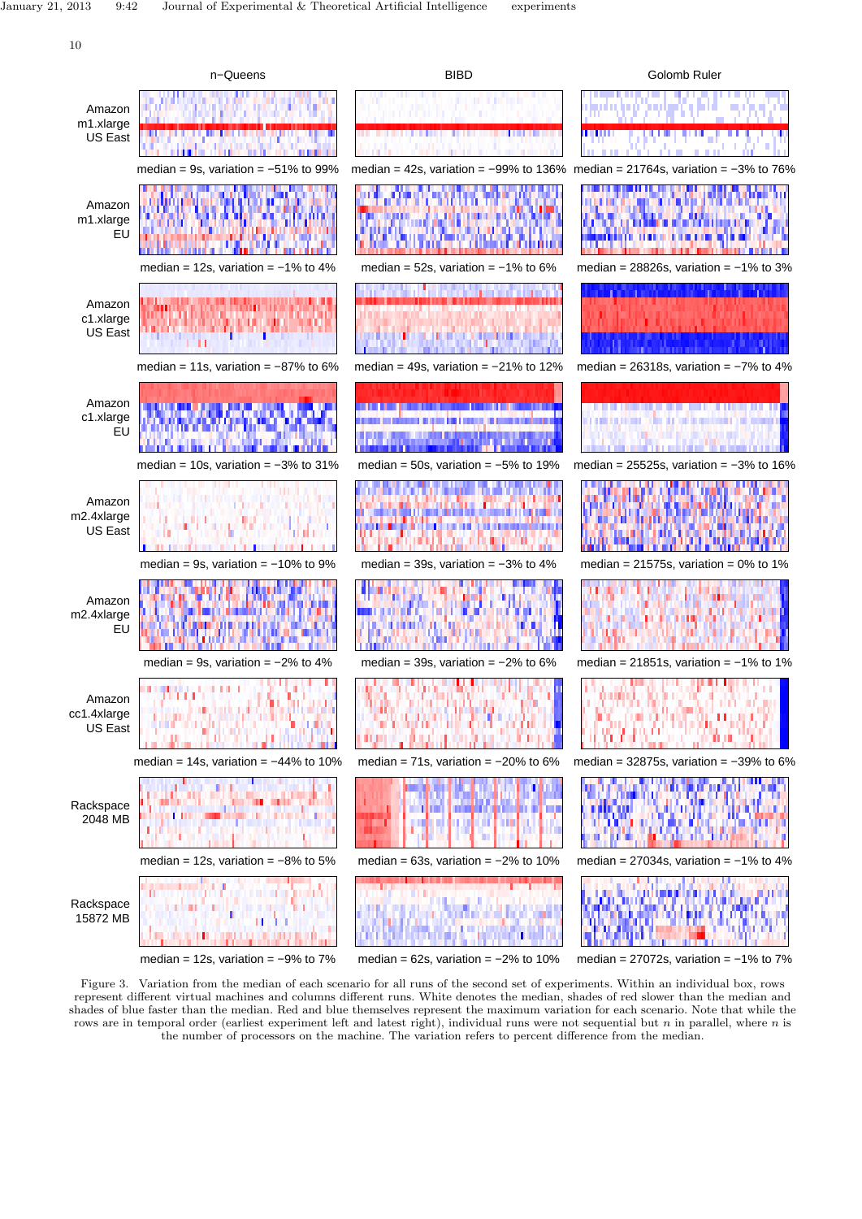| | n−Queens | BIBD | Golomb Ruler |
|---|---|---|---|
| Amazon m1.xlarge US East | median = 9s, variation = −51% to 99% | median = 42s, variation = −99% to 136% | median = 21764s, variation = −3% to 76% |
| Amazon m1.xlarge EU | median = 12s, variation = −1% to 4% | median = 52s, variation = −1% to 6% | median = 28826s, variation = −1% to 3% |
| Amazon c1.xlarge US East | median = 11s, variation = −87% to 6% | median = 49s, variation = −21% to 12% | median = 26318s, variation = −7% to 4% |
| Amazon c1.xlarge EU | median = 10s, variation = −3% to 31% | median = 50s, variation = −5% to 19% | median = 25525s, variation = −3% to 16% |
| Amazon m2.4xlarge US East | median = 9s, variation = −10% to 9% | median = 39s, variation = −3% to 4% | median = 21575s, variation = 0% to 1% |
| Amazon m2.4xlarge EU | median = 9s, variation = −2% to 4% | median = 39s, variation = −2% to 6% | median = 21851s, variation = −1% to 1% |
| Amazon cc1.4xlarge US East | median = 14s, variation = −44% to 10% | median = 71s, variation = −20% to 6% | median = 32875s, variation = −39% to 6% |
| Rackspace 2048 MB | median = 12s, variation = −8% to 5% | median = 63s, variation = −2% to 10% | median = 27034s, variation = −1% to 4% |
| Rackspace 15872 MB | median = 12s, variation = −9% to 7% | median = 62s, variation = −2% to 10% | median = 27072s, variation = −1% to 7% |

Figure 3. Variation from the median of each scenario for all runs of the second set of experiments. Within an individual box, rows represent different virtual machines and columns different runs. White denotes the median, shades of red slower than the median and shades of blue faster than the median. Red and blue themselves represent the maximum variation for each scenario. Note that while the rows are in temporal order (earliest experiment left and latest right), individual runs were not sequential but $n$ in parallel, where $n$ is the number of processors on the machine. The variation refers to percent difference from the median.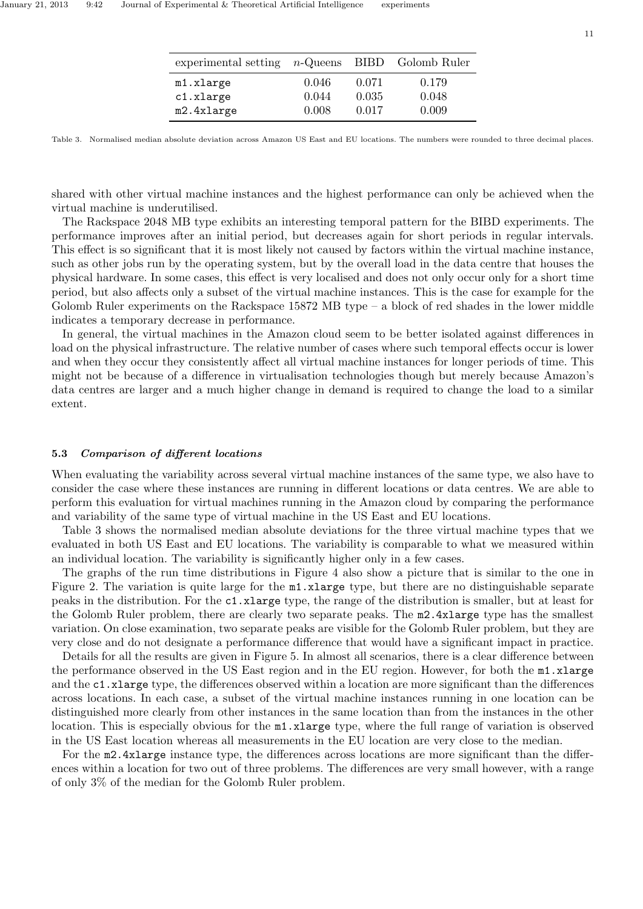| experimental setting | $n$-Queens | BIBD | Golomb Ruler |
|---|---|---|---|
| `m1.xlarge` | 0.046 | 0.071 | 0.179 |
| `c1.xlarge` | 0.044 | 0.035 | 0.048 |
| `m2.4xlarge` | 0.008 | 0.017 | 0.009 |

Table 3. Normalised median absolute deviation across Amazon US East and EU locations. The numbers were rounded to three decimal places.

shared with other virtual machine instances and the highest performance can only be achieved when the virtual machine is underutilised.

The Rackspace 2048 MB type exhibits an interesting temporal pattern for the BIBD experiments. The performance improves after an initial period, but decreases again for short periods in regular intervals. This effect is so significant that it is most likely not caused by factors within the virtual machine instance, such as other jobs run by the operating system, but by the overall load in the data centre that houses the physical hardware. In some cases, this effect is very localised and does not only occur only for a short time period, but also affects only a subset of the virtual machine instances. This is the case for example for the Golomb Ruler experiments on the Rackspace 15872 MB type – a block of red shades in the lower middle indicates a temporary decrease in performance.

In general, the virtual machines in the Amazon cloud seem to be better isolated against differences in load on the physical infrastructure. The relative number of cases where such temporal effects occur is lower and when they occur they consistently affect all virtual machine instances for longer periods of time. This might not be because of a difference in virtualisation technologies though but merely because Amazon's data centres are larger and a much higher change in demand is required to change the load to a similar extent.

### 5.3 *Comparison of different locations*

When evaluating the variability across several virtual machine instances of the same type, we also have to consider the case where these instances are running in different locations or data centres. We are able to perform this evaluation for virtual machines running in the Amazon cloud by comparing the performance and variability of the same type of virtual machine in the US East and EU locations.

Table 3 shows the normalised median absolute deviations for the three virtual machine types that we evaluated in both US East and EU locations. The variability is comparable to what we measured within an individual location. The variability is significantly higher only in a few cases.

The graphs of the run time distributions in Figure 4 also show a picture that is similar to the one in Figure 2. The variation is quite large for the `m1.xlarge` type, but there are no distinguishable separate peaks in the distribution. For the `c1.xlarge` type, the range of the distribution is smaller, but at least for the Golomb Ruler problem, there are clearly two separate peaks. The `m2.4xlarge` type has the smallest variation. On close examination, two separate peaks are visible for the Golomb Ruler problem, but they are very close and do not designate a performance difference that would have a significant impact in practice.

Details for all the results are given in Figure 5. In almost all scenarios, there is a clear difference between the performance observed in the US East region and in the EU region. However, for both the `m1.xlarge` and the `c1.xlarge` type, the differences observed within a location are more significant than the differences across locations. In each case, a subset of the virtual machine instances running in one location can be distinguished more clearly from other instances in the same location than from the instances in the other location. This is especially obvious for the `m1.xlarge` type, where the full range of variation is observed in the US East location whereas all measurements in the EU location are very close to the median.

For the `m2.4xlarge` instance type, the differences across locations are more significant than the differences within a location for two out of three problems. The differences are very small however, with a range of only 3% of the median for the Golomb Ruler problem.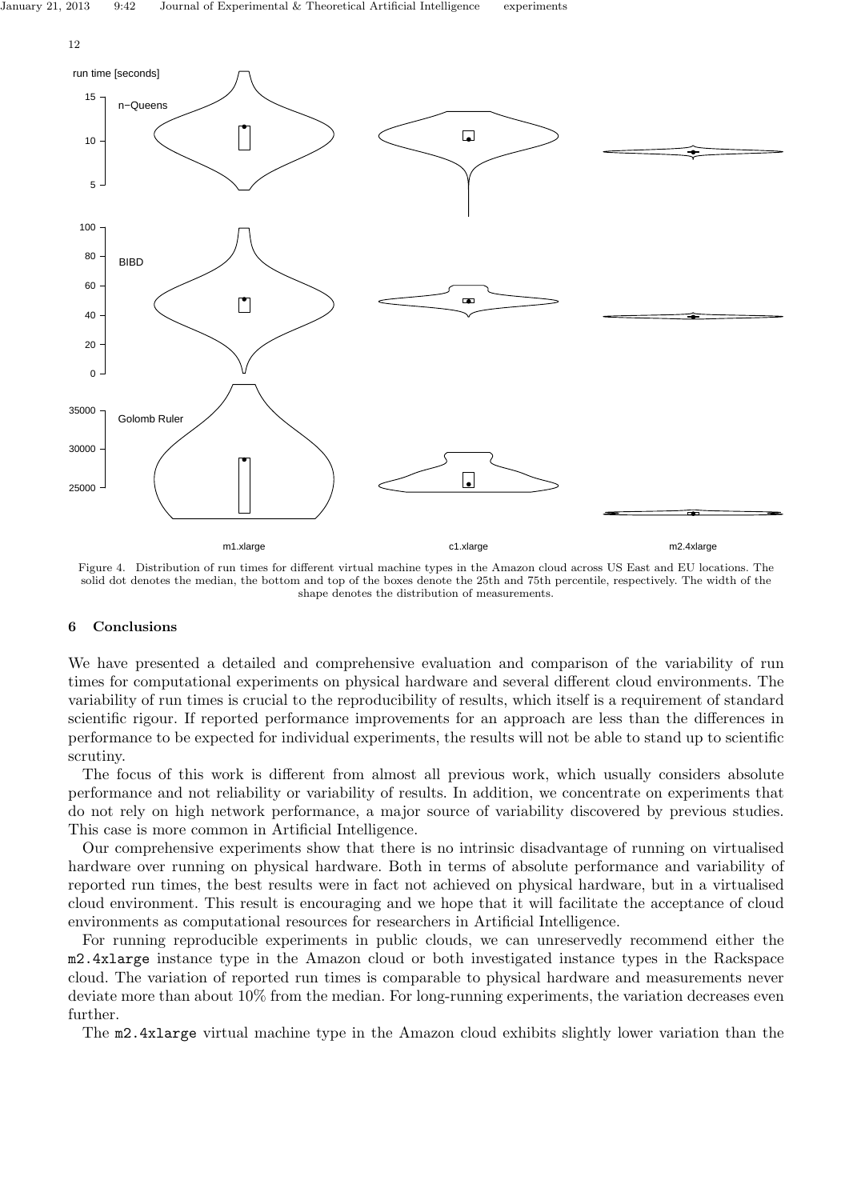Figure 4. Distribution of run times for different virtual machine types in the Amazon cloud across US East and EU locations. The solid dot denotes the median, the bottom and top of the boxes denote the 25th and 75th percentile, respectively. The width of the shape denotes the distribution of measurements.

## 6 Conclusions

We have presented a detailed and comprehensive evaluation and comparison of the variability of run times for computational experiments on physical hardware and several different cloud environments. The variability of run times is crucial to the reproducibility of results, which itself is a requirement of standard scientific rigour. If reported performance improvements for an approach are less than the differences in performance to be expected for individual experiments, the results will not be able to stand up to scientific scrutiny.

The focus of this work is different from almost all previous work, which usually considers absolute performance and not reliability or variability of results. In addition, we concentrate on experiments that do not rely on high network performance, a major source of variability discovered by previous studies. This case is more common in Artificial Intelligence.

Our comprehensive experiments show that there is no intrinsic disadvantage of running on virtualised hardware over running on physical hardware. Both in terms of absolute performance and variability of reported run times, the best results were in fact not achieved on physical hardware, but in a virtualised cloud environment. This result is encouraging and we hope that it will facilitate the acceptance of cloud environments as computational resources for researchers in Artificial Intelligence.

For running reproducible experiments in public clouds, we can unreservedly recommend either the `m2.4xlarge` instance type in the Amazon cloud or both investigated instance types in the Rackspace cloud. The variation of reported run times is comparable to physical hardware and measurements never deviate more than about 10% from the median. For long-running experiments, the variation decreases even further.

The `m2.4xlarge` virtual machine type in the Amazon cloud exhibits slightly lower variation than the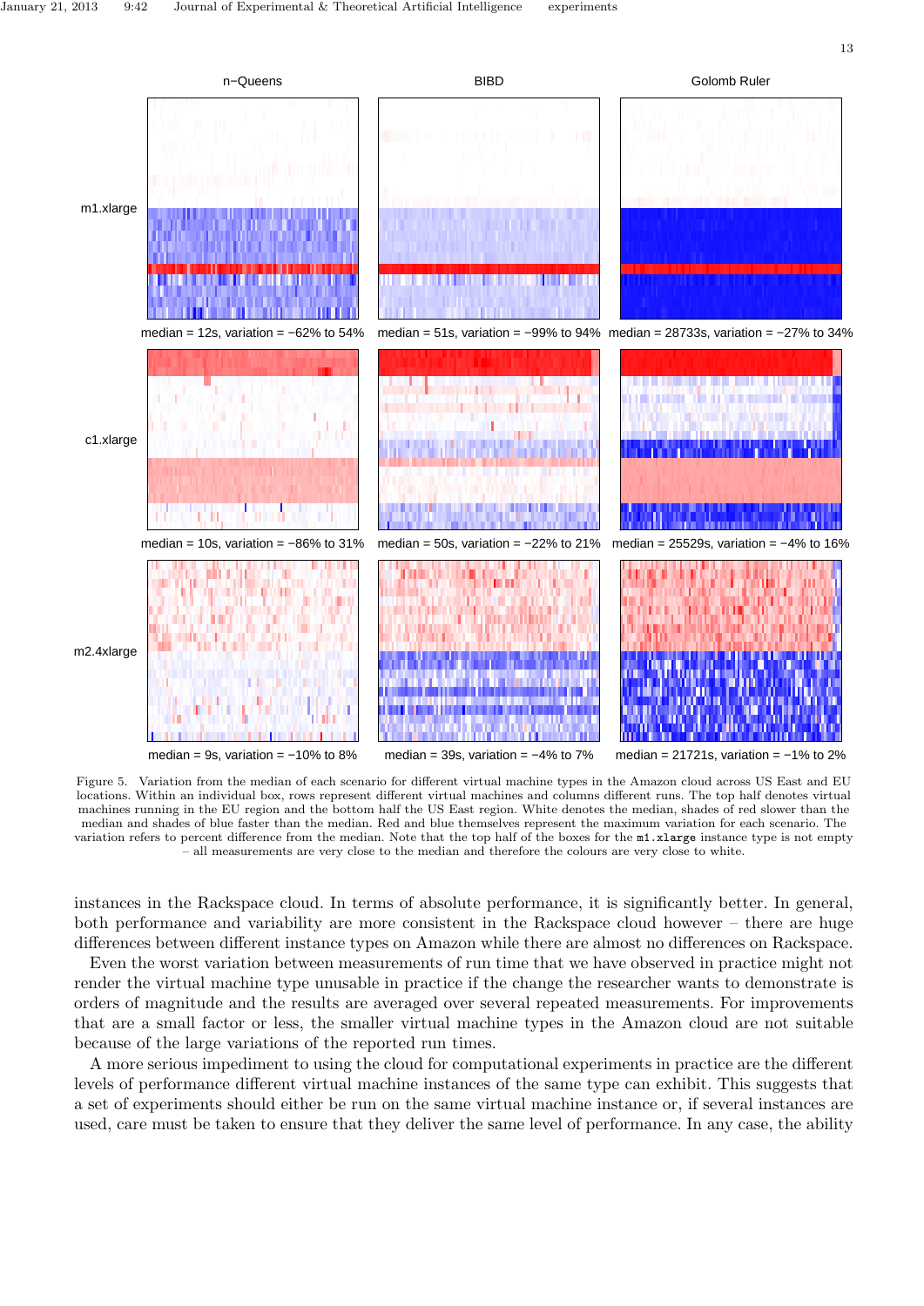n−Queens BIBD Golomb Ruler

m1.xlarge

median = 12s, variation = −62% to 54% median = 51s, variation = −99% to 94% median = 28733s, variation = −27% to 34%

c1.xlarge

median = 10s, variation = −86% to 31% median = 50s, variation = −22% to 21% median = 25529s, variation = −4% to 16%

m2.4xlarge

median = 9s, variation = −10% to 8% median = 39s, variation = −4% to 7% median = 21721s, variation = −1% to 2%

Figure 5. Variation from the median of each scenario for different virtual machine types in the Amazon cloud across US East and EU locations. Within an individual box, rows represent different virtual machines and columns different runs. The top half denotes virtual machines running in the EU region and the bottom half the US East region. White denotes the median, shades of red slower than the median and shades of blue faster than the median. Red and blue themselves represent the maximum variation for each scenario. The variation refers to percent difference from the median. Note that the top half of the boxes for the `m1.xlarge` instance type is not empty – all measurements are very close to the median and therefore the colours are very close to white.

instances in the Rackspace cloud. In terms of absolute performance, it is significantly better. In general, both performance and variability are more consistent in the Rackspace cloud however – there are huge differences between different instance types on Amazon while there are almost no differences on Rackspace.

Even the worst variation between measurements of run time that we have observed in practice might not render the virtual machine type unusable in practice if the change the researcher wants to demonstrate is orders of magnitude and the results are averaged over several repeated measurements. For improvements that are a small factor or less, the smaller virtual machine types in the Amazon cloud are not suitable because of the large variations of the reported run times.

A more serious impediment to using the cloud for computational experiments in practice are the different levels of performance different virtual machine instances of the same type can exhibit. This suggests that a set of experiments should either be run on the same virtual machine instance or, if several instances are used, care must be taken to ensure that they deliver the same level of performance. In any case, the ability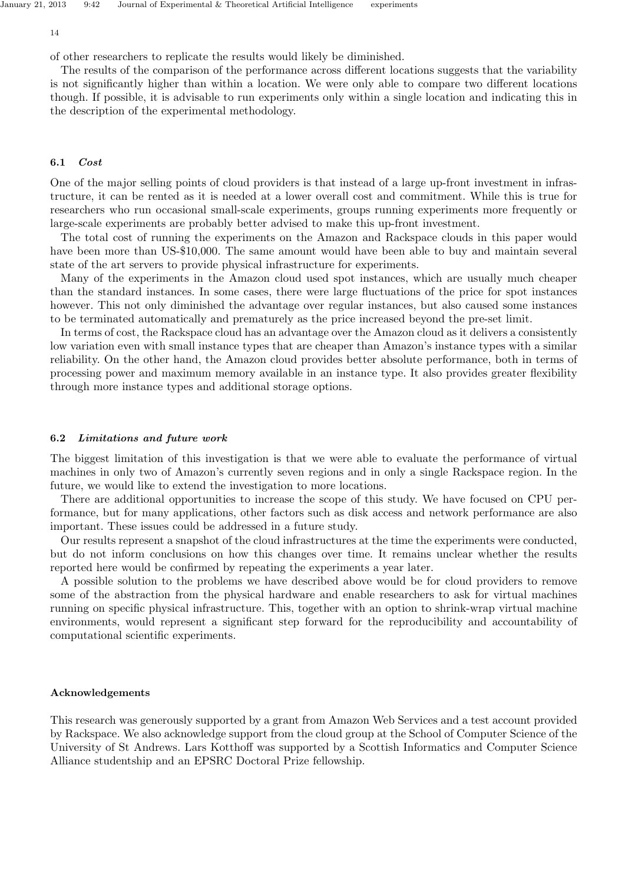of other researchers to replicate the results would likely be diminished.

The results of the comparison of the performance across different locations suggests that the variability is not significantly higher than within a location. We were only able to compare two different locations though. If possible, it is advisable to run experiments only within a single location and indicating this in the description of the experimental methodology.

### 6.1 *Cost*

One of the major selling points of cloud providers is that instead of a large up-front investment in infrastructure, it can be rented as it is needed at a lower overall cost and commitment. While this is true for researchers who run occasional small-scale experiments, groups running experiments more frequently or large-scale experiments are probably better advised to make this up-front investment.

The total cost of running the experiments on the Amazon and Rackspace clouds in this paper would have been more than US-$10,000. The same amount would have been able to buy and maintain several state of the art servers to provide physical infrastructure for experiments.

Many of the experiments in the Amazon cloud used spot instances, which are usually much cheaper than the standard instances. In some cases, there were large fluctuations of the price for spot instances however. This not only diminished the advantage over regular instances, but also caused some instances to be terminated automatically and prematurely as the price increased beyond the pre-set limit.

In terms of cost, the Rackspace cloud has an advantage over the Amazon cloud as it delivers a consistently low variation even with small instance types that are cheaper than Amazon's instance types with a similar reliability. On the other hand, the Amazon cloud provides better absolute performance, both in terms of processing power and maximum memory available in an instance type. It also provides greater flexibility through more instance types and additional storage options.

### 6.2 *Limitations and future work*

The biggest limitation of this investigation is that we were able to evaluate the performance of virtual machines in only two of Amazon's currently seven regions and in only a single Rackspace region. In the future, we would like to extend the investigation to more locations.

There are additional opportunities to increase the scope of this study. We have focused on CPU performance, but for many applications, other factors such as disk access and network performance are also important. These issues could be addressed in a future study.

Our results represent a snapshot of the cloud infrastructures at the time the experiments were conducted, but do not inform conclusions on how this changes over time. It remains unclear whether the results reported here would be confirmed by repeating the experiments a year later.

A possible solution to the problems we have described above would be for cloud providers to remove some of the abstraction from the physical hardware and enable researchers to ask for virtual machines running on specific physical infrastructure. This, together with an option to shrink-wrap virtual machine environments, would represent a significant step forward for the reproducibility and accountability of computational scientific experiments.

### Acknowledgements

This research was generously supported by a grant from Amazon Web Services and a test account provided by Rackspace. We also acknowledge support from the cloud group at the School of Computer Science of the University of St Andrews. Lars Kotthoff was supported by a Scottish Informatics and Computer Science Alliance studentship and an EPSRC Doctoral Prize fellowship.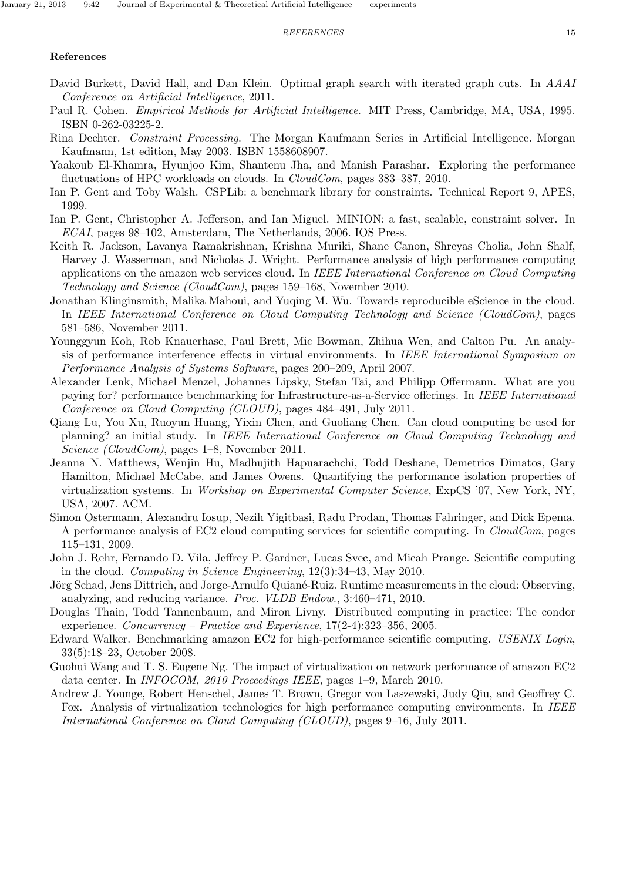## References

David Burkett, David Hall, and Dan Klein. Optimal graph search with iterated graph cuts. In *AAAI Conference on Artificial Intelligence*, 2011.

Paul R. Cohen. *Empirical Methods for Artificial Intelligence*. MIT Press, Cambridge, MA, USA, 1995. ISBN 0-262-03225-2.

Rina Dechter. *Constraint Processing*. The Morgan Kaufmann Series in Artificial Intelligence. Morgan Kaufmann, 1st edition, May 2003. ISBN 1558608907.

Yaakoub El-Khamra, Hyunjoo Kim, Shantenu Jha, and Manish Parashar. Exploring the performance fluctuations of HPC workloads on clouds. In *CloudCom*, pages 383–387, 2010.

Ian P. Gent and Toby Walsh. CSPLib: a benchmark library for constraints. Technical Report 9, APES, 1999.

Ian P. Gent, Christopher A. Jefferson, and Ian Miguel. MINION: a fast, scalable, constraint solver. In *ECAI*, pages 98–102, Amsterdam, The Netherlands, 2006. IOS Press.

Keith R. Jackson, Lavanya Ramakrishnan, Krishna Muriki, Shane Canon, Shreyas Cholia, John Shalf, Harvey J. Wasserman, and Nicholas J. Wright. Performance analysis of high performance computing applications on the amazon web services cloud. In *IEEE International Conference on Cloud Computing Technology and Science (CloudCom)*, pages 159–168, November 2010.

Jonathan Klinginsmith, Malika Mahoui, and Yuqing M. Wu. Towards reproducible eScience in the cloud. In *IEEE International Conference on Cloud Computing Technology and Science (CloudCom)*, pages 581–586, November 2011.

Younggyun Koh, Rob Knauerhase, Paul Brett, Mic Bowman, Zhihua Wen, and Calton Pu. An analysis of performance interference effects in virtual environments. In *IEEE International Symposium on Performance Analysis of Systems Software*, pages 200–209, April 2007.

Alexander Lenk, Michael Menzel, Johannes Lipsky, Stefan Tai, and Philipp Offermann. What are you paying for? performance benchmarking for Infrastructure-as-a-Service offerings. In *IEEE International Conference on Cloud Computing (CLOUD)*, pages 484–491, July 2011.

Qiang Lu, You Xu, Ruoyun Huang, Yixin Chen, and Guoliang Chen. Can cloud computing be used for planning? an initial study. In *IEEE International Conference on Cloud Computing Technology and Science (CloudCom)*, pages 1–8, November 2011.

Jeanna N. Matthews, Wenjin Hu, Madhujith Hapuarachchi, Todd Deshane, Demetrios Dimatos, Gary Hamilton, Michael McCabe, and James Owens. Quantifying the performance isolation properties of virtualization systems. In *Workshop on Experimental Computer Science*, ExpCS '07, New York, NY, USA, 2007. ACM.

Simon Ostermann, Alexandru Iosup, Nezih Yigitbasi, Radu Prodan, Thomas Fahringer, and Dick Epema. A performance analysis of EC2 cloud computing services for scientific computing. In *CloudCom*, pages 115–131, 2009.

John J. Rehr, Fernando D. Vila, Jeffrey P. Gardner, Lucas Svec, and Micah Prange. Scientific computing in the cloud. *Computing in Science Engineering*, 12(3):34–43, May 2010.

Jörg Schad, Jens Dittrich, and Jorge-Arnulfo Quiané-Ruiz. Runtime measurements in the cloud: Observing, analyzing, and reducing variance. *Proc. VLDB Endow.*, 3:460–471, 2010.

Douglas Thain, Todd Tannenbaum, and Miron Livny. Distributed computing in practice: The condor experience. *Concurrency – Practice and Experience*, 17(2-4):323–356, 2005.

Edward Walker. Benchmarking amazon EC2 for high-performance scientific computing. *USENIX Login*, 33(5):18–23, October 2008.

Guohui Wang and T. S. Eugene Ng. The impact of virtualization on network performance of amazon EC2 data center. In *INFOCOM, 2010 Proceedings IEEE*, pages 1–9, March 2010.

Andrew J. Younge, Robert Henschel, James T. Brown, Gregor von Laszewski, Judy Qiu, and Geoffrey C. Fox. Analysis of virtualization technologies for high performance computing environments. In *IEEE International Conference on Cloud Computing (CLOUD)*, pages 9–16, July 2011.